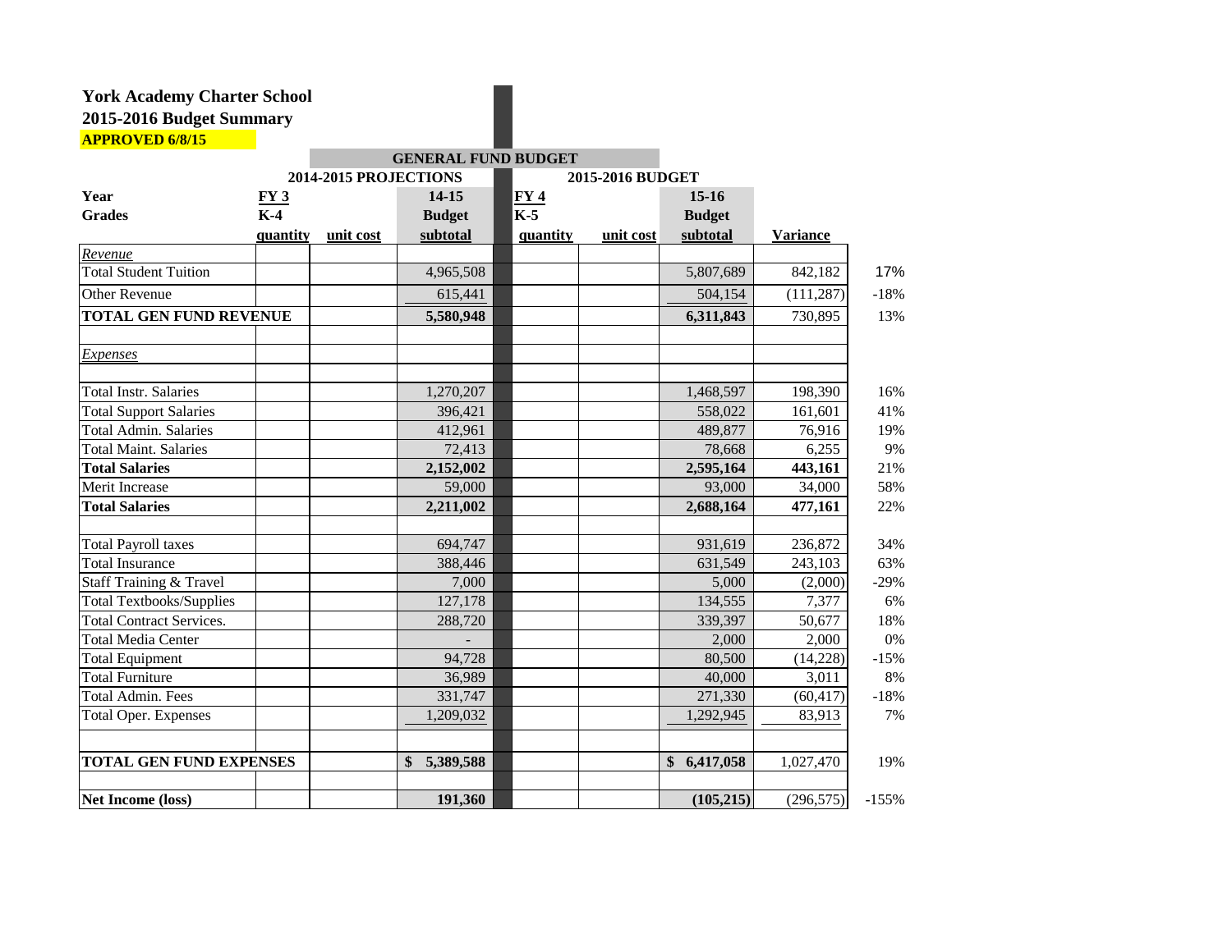**York Academy Charter School**
**2015-2016 Budget Summary**
**APPROVED 6/8/15**

| | GENERAL FUND BUDGET | | | | | | | |
|---|---|---|---|---|---|---|---|---|
| | 2014-2015 PROJECTIONS | | | 2015-2016 BUDGET | | | | |
| **Year** | **FY 3** | | **14-15** | **FY 4** | | **15-16** | | |
| **Grades** | **K-4** | | **Budget** | **K-5** | | **Budget** | | |
| | **quantity** | **unit cost** | **subtotal** | **quantity** | **unit cost** | **subtotal** | **Variance** | |
| *Revenue* | | | | | | | | |
| Total Student Tuition | | | 4,965,508 | | | 5,807,689 | 842,182 | 17% |
| Other Revenue | | | 615,441 | | | 504,154 | (111,287) | -18% |
| **TOTAL GEN FUND REVENUE** | | | **5,580,948** | | | **6,311,843** | 730,895 | 13% |
| | | | | | | | | |
| *Expenses* | | | | | | | | |
| | | | | | | | | |
| Total Instr. Salaries | | | 1,270,207 | | | 1,468,597 | 198,390 | 16% |
| Total Support Salaries | | | 396,421 | | | 558,022 | 161,601 | 41% |
| Total Admin. Salaries | | | 412,961 | | | 489,877 | 76,916 | 19% |
| Total Maint. Salaries | | | 72,413 | | | 78,668 | 6,255 | 9% |
| **Total Salaries** | | | **2,152,002** | | | **2,595,164** | **443,161** | 21% |
| Merit Increase | | | 59,000 | | | 93,000 | 34,000 | 58% |
| **Total Salaries** | | | **2,211,002** | | | **2,688,164** | **477,161** | 22% |
| | | | | | | | | |
| Total Payroll taxes | | | 694,747 | | | 931,619 | 236,872 | 34% |
| Total Insurance | | | 388,446 | | | 631,549 | 243,103 | 63% |
| Staff Training & Travel | | | 7,000 | | | 5,000 | (2,000) | -29% |
| Total Textbooks/Supplies | | | 127,178 | | | 134,555 | 7,377 | 6% |
| Total Contract Services. | | | 288,720 | | | 339,397 | 50,677 | 18% |
| Total Media Center | | | - | | | 2,000 | 2,000 | 0% |
| Total Equipment | | | 94,728 | | | 80,500 | (14,228) | -15% |
| Total Furniture | | | 36,989 | | | 40,000 | 3,011 | 8% |
| Total Admin. Fees | | | 331,747 | | | 271,330 | (60,417) | -18% |
| Total Oper. Expenses | | | 1,209,032 | | | 1,292,945 | 83,913 | 7% |
| | | | | | | | | |
| **TOTAL GEN FUND EXPENSES** | | | **$ 5,389,588** | | | **$ 6,417,058** | 1,027,470 | 19% |
| | | | | | | | | |
| **Net Income (loss)** | | | **191,360** | | | **(105,215)** | (296,575) | -155% |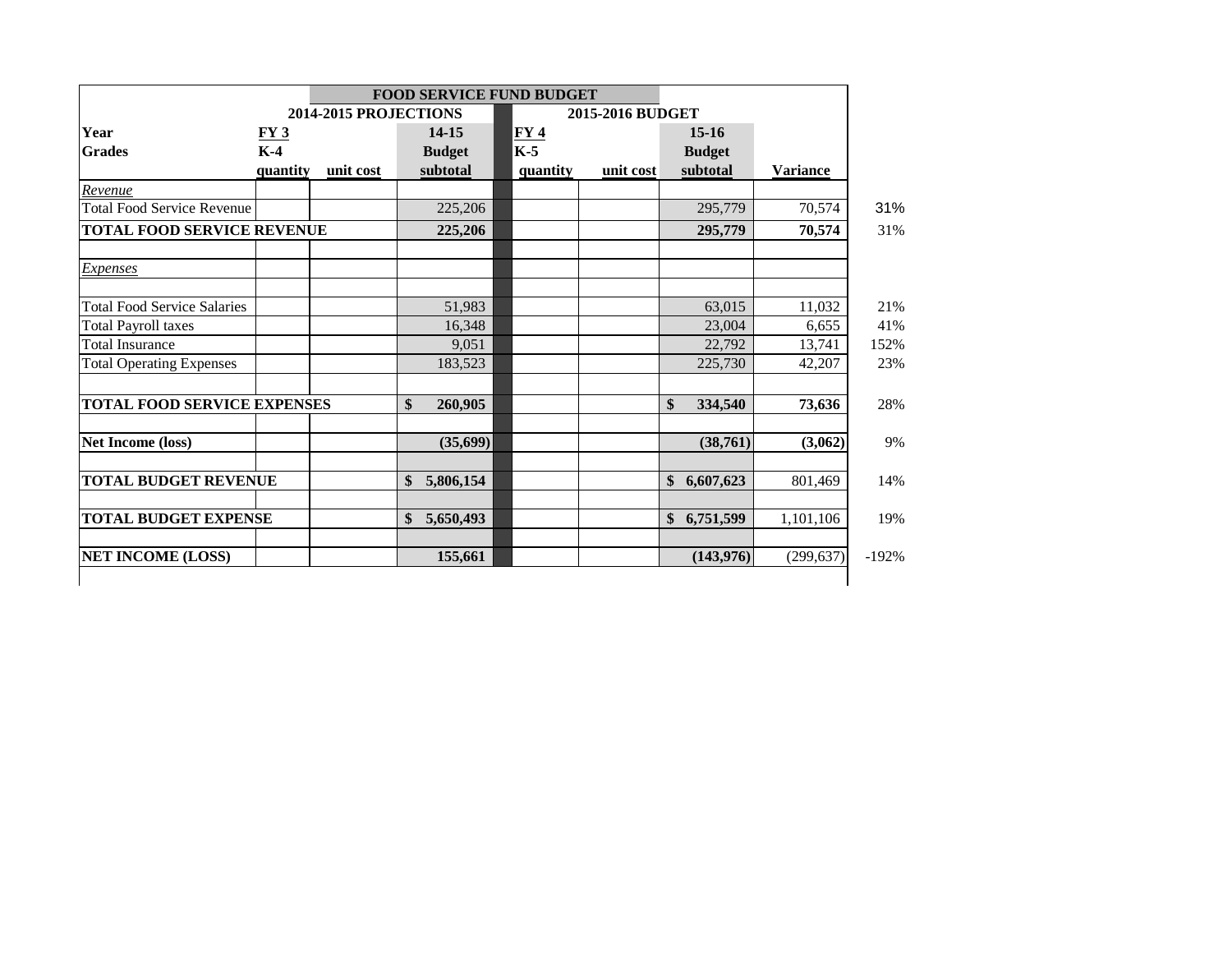| | | | | | | | | | |
|---|---|---|---|---|---|---|---|---|---|
| | | | **FOOD SERVICE FUND BUDGET** | | | | | | |
| | **2014-2015 PROJECTIONS** | | | | **2015-2016 BUDGET** | | | | |
| **Year** | **FY 3** | | **14-15** | | **FY 4** | | **15-16** | | |
| **Grades** | **K-4** | | **Budget** | | **K-5** | | **Budget** | | |
| | **quantity** | **unit cost** | **subtotal** | | **quantity** | **unit cost** | **subtotal** | **Variance** | |
| *Revenue* | | | | | | | | | |
| Total Food Service Revenue | | | 225,206 | | | | 295,779 | 70,574 | 31% |
| **TOTAL FOOD SERVICE REVENUE** | | | **225,206** | | | | **295,779** | **70,574** | 31% |
| | | | | | | | | | |
| *Expenses* | | | | | | | | | |
| | | | | | | | | | |
| Total Food Service Salaries | | | 51,983 | | | | 63,015 | 11,032 | 21% |
| Total Payroll taxes | | | 16,348 | | | | 23,004 | 6,655 | 41% |
| Total Insurance | | | 9,051 | | | | 22,792 | 13,741 | 152% |
| Total Operating Expenses | | | 183,523 | | | | 225,730 | 42,207 | 23% |
| | | | | | | | | | |
| **TOTAL FOOD SERVICE EXPENSES** | | | **$ 260,905** | | | | **$ 334,540** | **73,636** | 28% |
| | | | | | | | | | |
| **Net Income (loss)** | | | **(35,699)** | | | | **(38,761)** | **(3,062)** | 9% |
| | | | | | | | | | |
| **TOTAL BUDGET REVENUE** | | | **$ 5,806,154** | | | | **$ 6,607,623** | 801,469 | 14% |
| | | | | | | | | | |
| **TOTAL BUDGET EXPENSE** | | | **$ 5,650,493** | | | | **$ 6,751,599** | 1,101,106 | 19% |
| | | | | | | | | | |
| **NET INCOME (LOSS)** | | | **155,661** | | | | **(143,976)** | (299,637) | -192% |